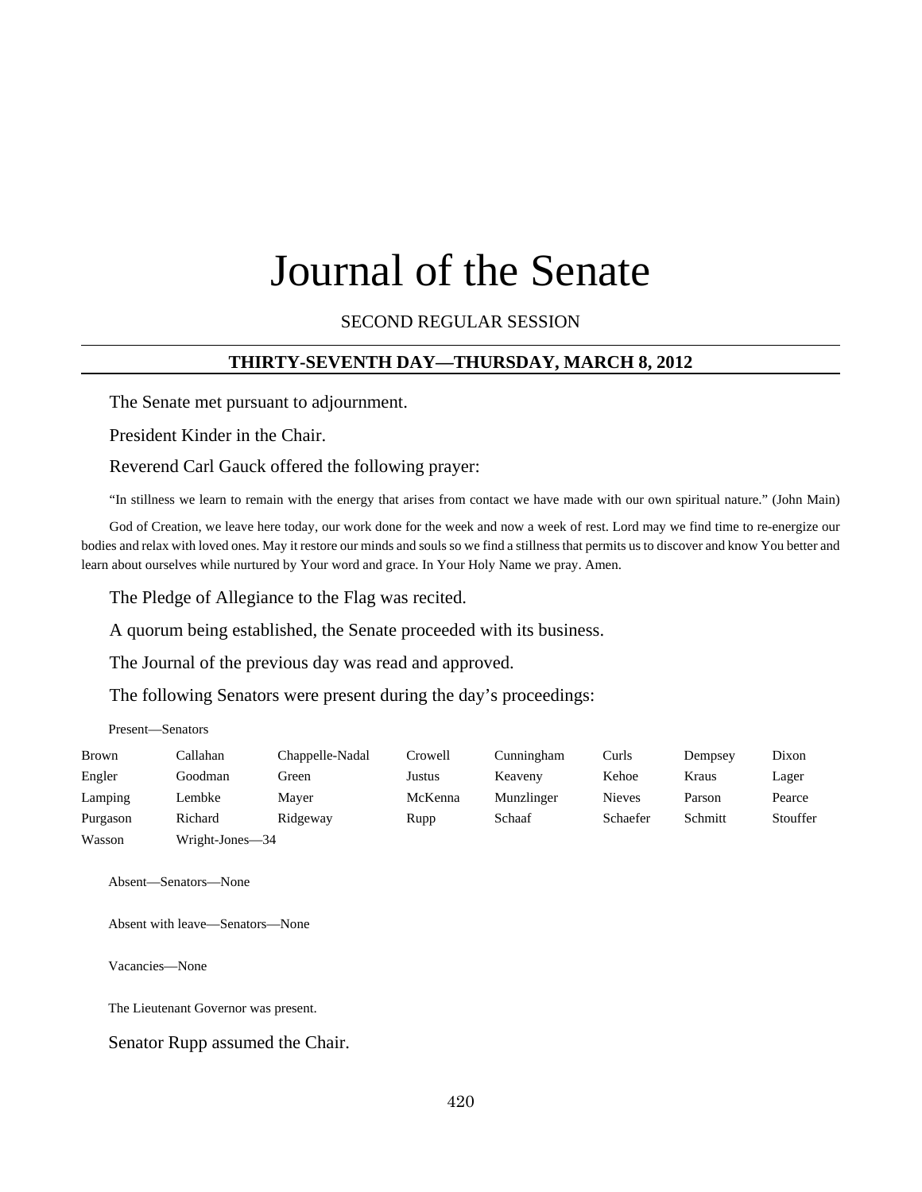# Journal of the Senate

SECOND REGULAR SESSION

## THIRTY-SEVENTH DAY—THURSDAY, MARCH 8, 2012

The Senate met pursuant to adjournment.

President Kinder in the Chair.

Reverend Carl Gauck offered the following prayer:

"In stillness we learn to remain with the energy that arises from contact we have made with our own spiritual nature." (John Main)

God of Creation, we leave here today, our work done for the week and now a week of rest. Lord may we find time to re-energize our bodies and relax with loved ones. May it restore our minds and souls so we find a stillness that permits us to discover and know You better and learn about ourselves while nurtured by Your word and grace. In Your Holy Name we pray. Amen.

The Pledge of Allegiance to the Flag was recited.

A quorum being established, the Senate proceeded with its business.

The Journal of the previous day was read and approved.

The following Senators were present during the day's proceedings:

Present—Senators

| | | | | | | | |
|---|---|---|---|---|---|---|---|
| Brown | Callahan | Chappelle-Nadal | Crowell | Cunningham | Curls | Dempsey | Dixon |
| Engler | Goodman | Green | Justus | Keaveny | Kehoe | Kraus | Lager |
| Lamping | Lembke | Mayer | McKenna | Munzlinger | Nieves | Parson | Pearce |
| Purgason | Richard | Ridgeway | Rupp | Schaaf | Schaefer | Schmitt | Stouffer |
| Wasson | Wright-Jones—34 | | | | | | |

Absent—Senators—None

Absent with leave—Senators—None

Vacancies—None

The Lieutenant Governor was present.

Senator Rupp assumed the Chair.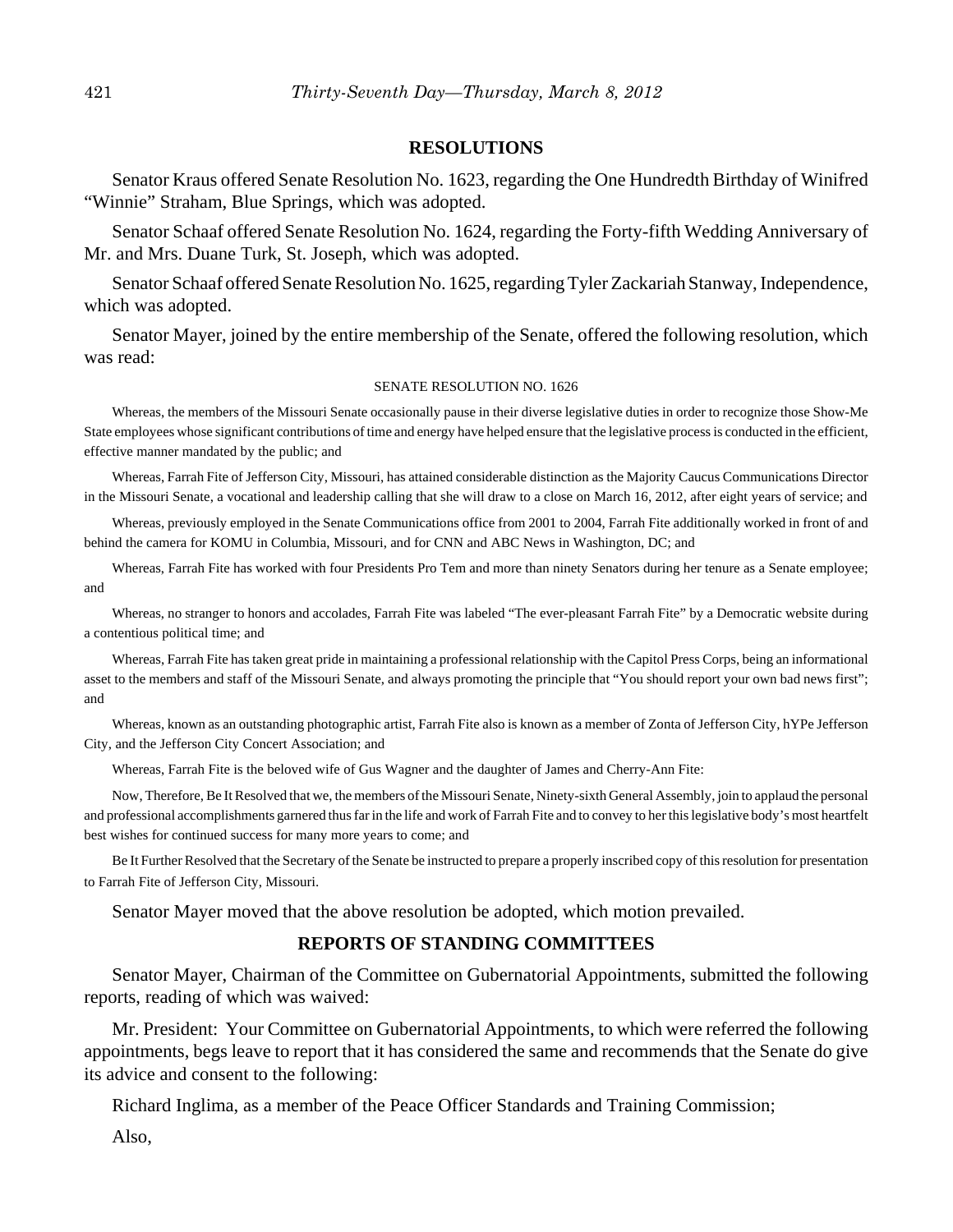## RESOLUTIONS

Senator Kraus offered Senate Resolution No. 1623, regarding the One Hundredth Birthday of Winifred "Winnie" Straham, Blue Springs, which was adopted.

Senator Schaaf offered Senate Resolution No. 1624, regarding the Forty-fifth Wedding Anniversary of Mr. and Mrs. Duane Turk, St. Joseph, which was adopted.

Senator Schaaf offered Senate Resolution No. 1625, regarding Tyler Zackariah Stanway, Independence, which was adopted.

Senator Mayer, joined by the entire membership of the Senate, offered the following resolution, which was read:

SENATE RESOLUTION NO. 1626

Whereas, the members of the Missouri Senate occasionally pause in their diverse legislative duties in order to recognize those Show-Me State employees whose significant contributions of time and energy have helped ensure that the legislative process is conducted in the efficient, effective manner mandated by the public; and

Whereas, Farrah Fite of Jefferson City, Missouri, has attained considerable distinction as the Majority Caucus Communications Director in the Missouri Senate, a vocational and leadership calling that she will draw to a close on March 16, 2012, after eight years of service; and

Whereas, previously employed in the Senate Communications office from 2001 to 2004, Farrah Fite additionally worked in front of and behind the camera for KOMU in Columbia, Missouri, and for CNN and ABC News in Washington, DC; and

Whereas, Farrah Fite has worked with four Presidents Pro Tem and more than ninety Senators during her tenure as a Senate employee; and

Whereas, no stranger to honors and accolades, Farrah Fite was labeled "The ever-pleasant Farrah Fite" by a Democratic website during a contentious political time; and

Whereas, Farrah Fite has taken great pride in maintaining a professional relationship with the Capitol Press Corps, being an informational asset to the members and staff of the Missouri Senate, and always promoting the principle that "You should report your own bad news first"; and

Whereas, known as an outstanding photographic artist, Farrah Fite also is known as a member of Zonta of Jefferson City, hYPe Jefferson City, and the Jefferson City Concert Association; and

Whereas, Farrah Fite is the beloved wife of Gus Wagner and the daughter of James and Cherry-Ann Fite:

Now, Therefore, Be It Resolved that we, the members of the Missouri Senate, Ninety-sixth General Assembly, join to applaud the personal and professional accomplishments garnered thus far in the life and work of Farrah Fite and to convey to her this legislative body's most heartfelt best wishes for continued success for many more years to come; and

Be It Further Resolved that the Secretary of the Senate be instructed to prepare a properly inscribed copy of this resolution for presentation to Farrah Fite of Jefferson City, Missouri.

Senator Mayer moved that the above resolution be adopted, which motion prevailed.

## REPORTS OF STANDING COMMITTEES

Senator Mayer, Chairman of the Committee on Gubernatorial Appointments, submitted the following reports, reading of which was waived:

Mr. President: Your Committee on Gubernatorial Appointments, to which were referred the following appointments, begs leave to report that it has considered the same and recommends that the Senate do give its advice and consent to the following:

Richard Inglima, as a member of the Peace Officer Standards and Training Commission;

Also,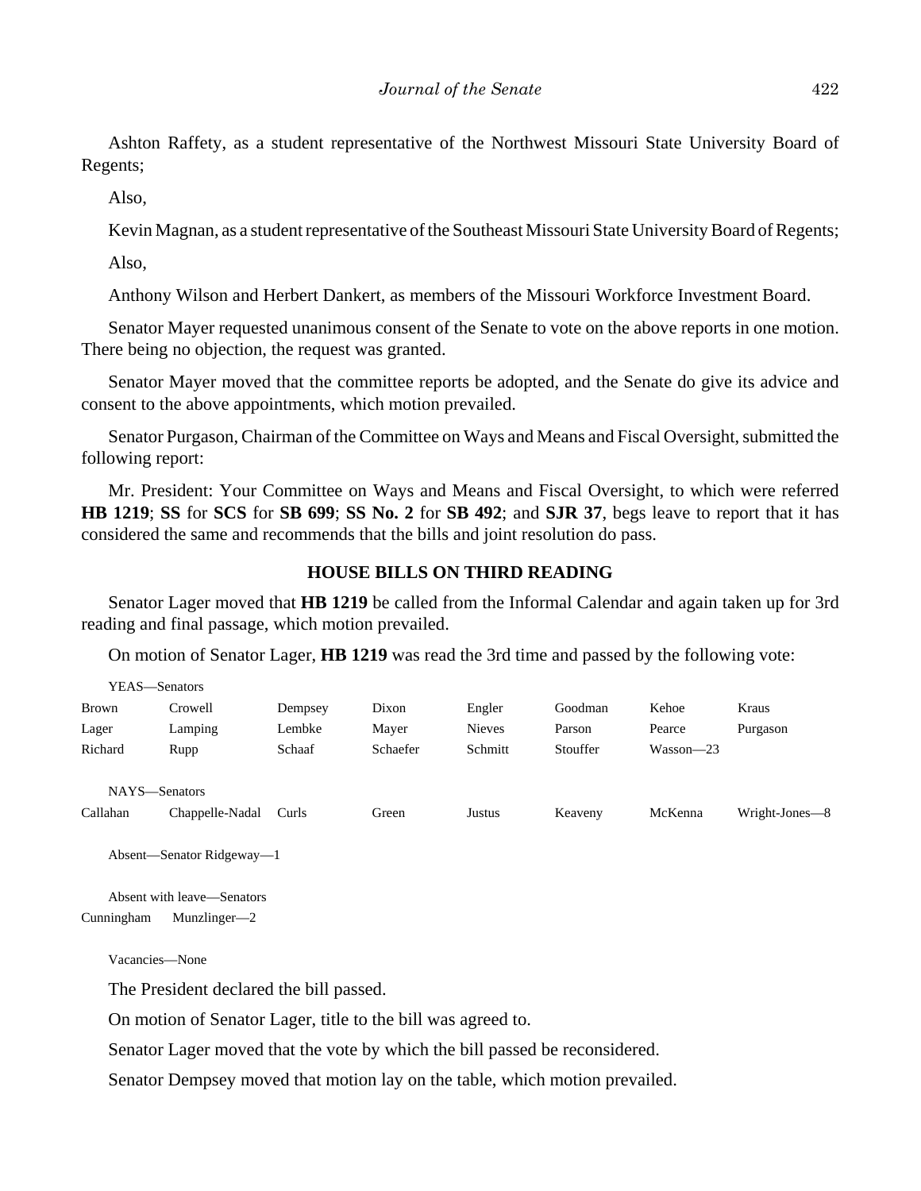Ashton Raffety, as a student representative of the Northwest Missouri State University Board of Regents;

Also,

Kevin Magnan, as a student representative of the Southeast Missouri State University Board of Regents;

Also,

Anthony Wilson and Herbert Dankert, as members of the Missouri Workforce Investment Board.

Senator Mayer requested unanimous consent of the Senate to vote on the above reports in one motion. There being no objection, the request was granted.

Senator Mayer moved that the committee reports be adopted, and the Senate do give its advice and consent to the above appointments, which motion prevailed.

Senator Purgason, Chairman of the Committee on Ways and Means and Fiscal Oversight, submitted the following report:

Mr. President: Your Committee on Ways and Means and Fiscal Oversight, to which were referred **HB 1219**; **SS** for **SCS** for **SB 699**; **SS No. 2** for **SB 492**; and **SJR 37**, begs leave to report that it has considered the same and recommends that the bills and joint resolution do pass.

## HOUSE BILLS ON THIRD READING

Senator Lager moved that **HB 1219** be called from the Informal Calendar and again taken up for 3rd reading and final passage, which motion prevailed.

On motion of Senator Lager, **HB 1219** was read the 3rd time and passed by the following vote:

YEAS—Senators

| | | | | | | | |
|---|---|---|---|---|---|---|---|
| Brown | Crowell | Dempsey | Dixon | Engler | Goodman | Kehoe | Kraus |
| Lager | Lamping | Lembke | Mayer | Nieves | Parson | Pearce | Purgason |
| Richard | Rupp | Schaaf | Schaefer | Schmitt | Stouffer | Wasson—23 | |

NAYS—Senators

| | | | | | | | |
|---|---|---|---|---|---|---|---|
| Callahan | Chappelle-Nadal | Curls | Green | Justus | Keaveny | McKenna | Wright-Jones—8 |

Absent—Senator Ridgeway—1

Absent with leave—Senators
Cunningham Munzlinger—2

Vacancies—None

The President declared the bill passed.

On motion of Senator Lager, title to the bill was agreed to.

Senator Lager moved that the vote by which the bill passed be reconsidered.

Senator Dempsey moved that motion lay on the table, which motion prevailed.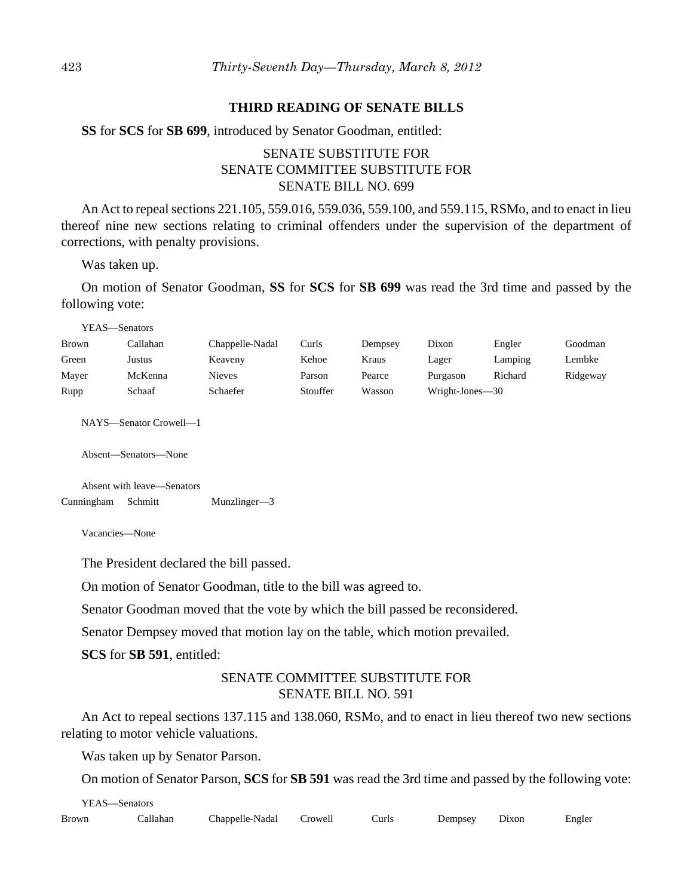## THIRD READING OF SENATE BILLS

**SS** for **SCS** for **SB 699**, introduced by Senator Goodman, entitled:

SENATE SUBSTITUTE FOR
SENATE COMMITTEE SUBSTITUTE FOR
SENATE BILL NO. 699

An Act to repeal sections 221.105, 559.016, 559.036, 559.100, and 559.115, RSMo, and to enact in lieu thereof nine new sections relating to criminal offenders under the supervision of the department of corrections, with penalty provisions.

Was taken up.

On motion of Senator Goodman, **SS** for **SCS** for **SB 699** was read the 3rd time and passed by the following vote:

YEAS—Senators

| | | | | | | | |
|---|---|---|---|---|---|---|---|
| Brown | Callahan | Chappelle-Nadal | Curls | Dempsey | Dixon | Engler | Goodman |
| Green | Justus | Keaveny | Kehoe | Kraus | Lager | Lamping | Lembke |
| Mayer | McKenna | Nieves | Parson | Pearce | Purgason | Richard | Ridgeway |
| Rupp | Schaaf | Schaefer | Stouffer | Wasson | Wright-Jones—30 | | |

NAYS—Senator Crowell—1

Absent—Senators—None

Absent with leave—Senators

Cunningham Schmitt Munzlinger—3

Vacancies—None

The President declared the bill passed.

On motion of Senator Goodman, title to the bill was agreed to.

Senator Goodman moved that the vote by which the bill passed be reconsidered.

Senator Dempsey moved that motion lay on the table, which motion prevailed.

**SCS** for **SB 591**, entitled:

SENATE COMMITTEE SUBSTITUTE FOR
SENATE BILL NO. 591

An Act to repeal sections 137.115 and 138.060, RSMo, and to enact in lieu thereof two new sections relating to motor vehicle valuations.

Was taken up by Senator Parson.

On motion of Senator Parson, **SCS** for **SB 591** was read the 3rd time and passed by the following vote:

YEAS—Senators

| | | | | | | | |
|---|---|---|---|---|---|---|---|
| Brown | Callahan | Chappelle-Nadal | Crowell | Curls | Dempsey | Dixon | Engler |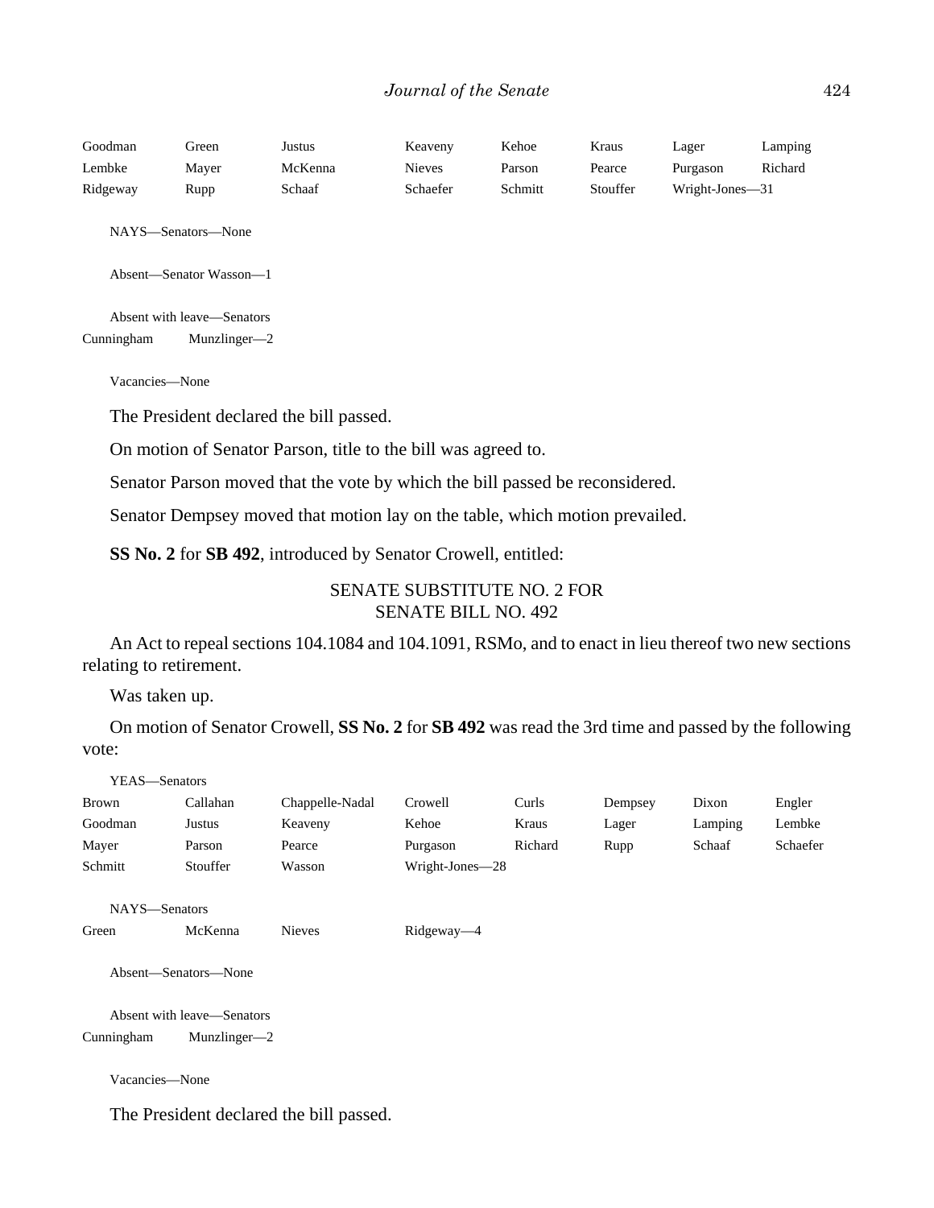| Goodman | Green | Justus | Keaveny | Kehoe | Kraus | Lager | Lamping |
|---|---|---|---|---|---|---|---|
| Lembke | Mayer | McKenna | Nieves | Parson | Pearce | Purgason | Richard |
| Ridgeway | Rupp | Schaaf | Schaefer | Schmitt | Stouffer | Wright-Jones—31 | |

NAYS—Senators—None

Absent—Senator Wasson—1

Absent with leave—Senators
Cunningham Munzlinger—2

Vacancies—None

The President declared the bill passed.

On motion of Senator Parson, title to the bill was agreed to.

Senator Parson moved that the vote by which the bill passed be reconsidered.

Senator Dempsey moved that motion lay on the table, which motion prevailed.

**SS No. 2** for **SB 492**, introduced by Senator Crowell, entitled:

SENATE SUBSTITUTE NO. 2 FOR
SENATE BILL NO. 492

An Act to repeal sections 104.1084 and 104.1091, RSMo, and to enact in lieu thereof two new sections relating to retirement.

Was taken up.

On motion of Senator Crowell, **SS No. 2** for **SB 492** was read the 3rd time and passed by the following vote:

YEAS—Senators

| Brown | Callahan | Chappelle-Nadal | Crowell | Curls | Dempsey | Dixon | Engler |
|---|---|---|---|---|---|---|---|
| Goodman | Justus | Keaveny | Kehoe | Kraus | Lager | Lamping | Lembke |
| Mayer | Parson | Pearce | Purgason | Richard | Rupp | Schaaf | Schaefer |
| Schmitt | Stouffer | Wasson | Wright-Jones—28 | | | | |

NAYS—Senators
Green McKenna Nieves Ridgeway—4

Absent—Senators—None

Absent with leave—Senators
Cunningham Munzlinger—2

Vacancies—None

The President declared the bill passed.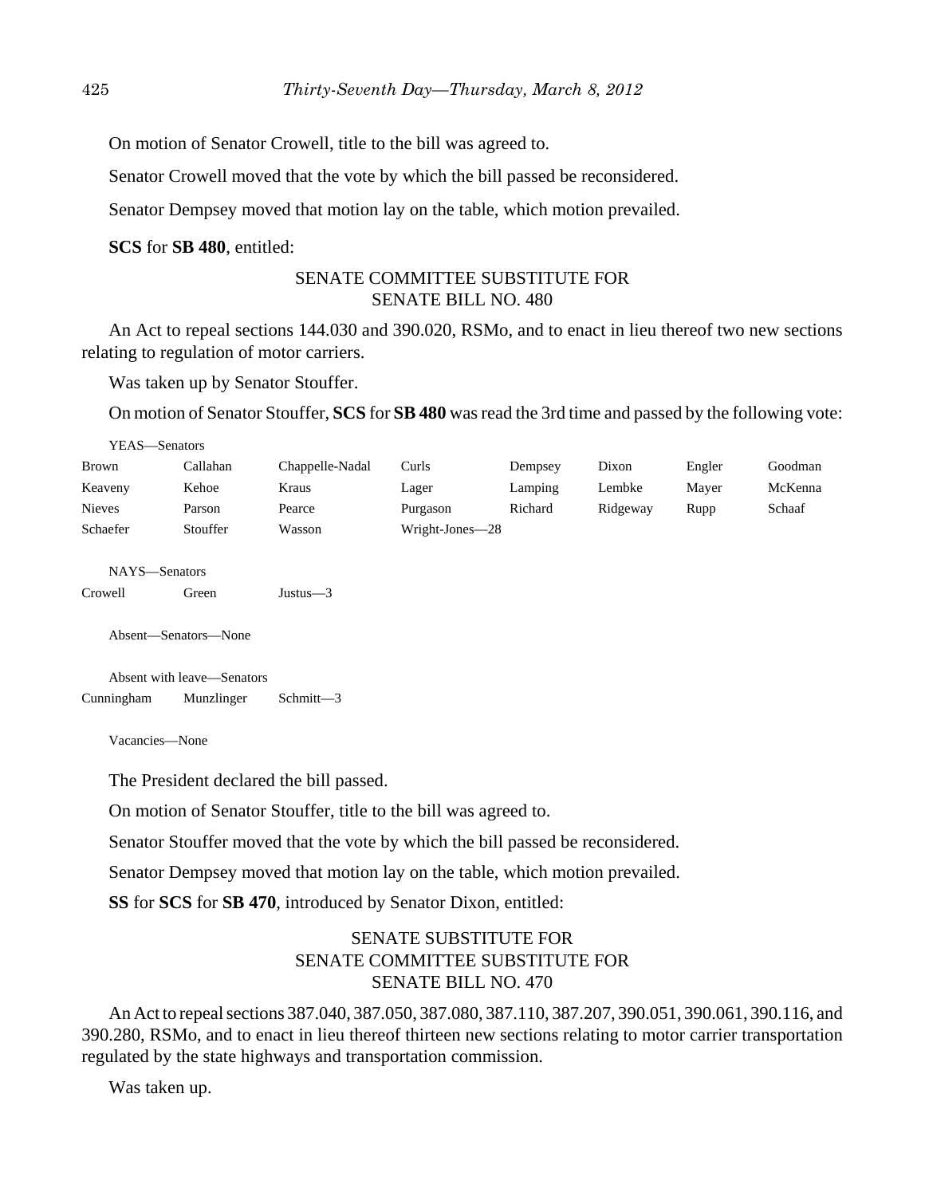On motion of Senator Crowell, title to the bill was agreed to.

Senator Crowell moved that the vote by which the bill passed be reconsidered.

Senator Dempsey moved that motion lay on the table, which motion prevailed.

**SCS** for **SB 480**, entitled:

SENATE COMMITTEE SUBSTITUTE FOR
SENATE BILL NO. 480

An Act to repeal sections 144.030 and 390.020, RSMo, and to enact in lieu thereof two new sections relating to regulation of motor carriers.

Was taken up by Senator Stouffer.

On motion of Senator Stouffer, **SCS** for **SB 480** was read the 3rd time and passed by the following vote:

YEAS—Senators

| | | | | | | | |
|---|---|---|---|---|---|---|---|
| Brown | Callahan | Chappelle-Nadal | Curls | Dempsey | Dixon | Engler | Goodman |
| Keaveny | Kehoe | Kraus | Lager | Lamping | Lembke | Mayer | McKenna |
| Nieves | Parson | Pearce | Purgason | Richard | Ridgeway | Rupp | Schaaf |
| Schaefer | Stouffer | Wasson | Wright-Jones—28 | | | | |

NAYS—Senators

Crowell Green Justus—3

Absent—Senators—None

Absent with leave—Senators

Cunningham Munzlinger Schmitt—3

Vacancies—None

The President declared the bill passed.

On motion of Senator Stouffer, title to the bill was agreed to.

Senator Stouffer moved that the vote by which the bill passed be reconsidered.

Senator Dempsey moved that motion lay on the table, which motion prevailed.

**SS** for **SCS** for **SB 470**, introduced by Senator Dixon, entitled:

SENATE SUBSTITUTE FOR
SENATE COMMITTEE SUBSTITUTE FOR
SENATE BILL NO. 470

An Act to repeal sections 387.040, 387.050, 387.080, 387.110, 387.207, 390.051, 390.061, 390.116, and 390.280, RSMo, and to enact in lieu thereof thirteen new sections relating to motor carrier transportation regulated by the state highways and transportation commission.

Was taken up.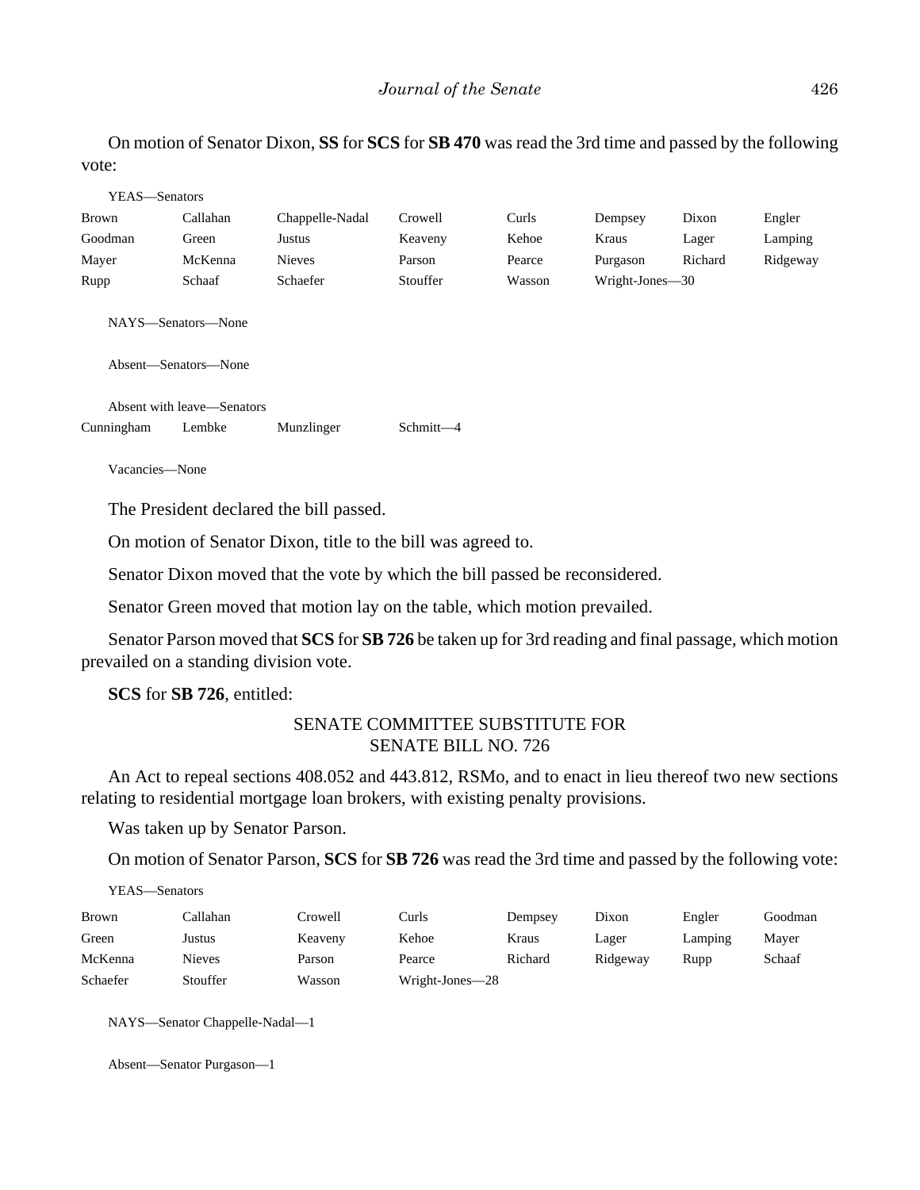On motion of Senator Dixon, **SS** for **SCS** for **SB 470** was read the 3rd time and passed by the following vote:

YEAS—Senators

| | | | | | | | |
|---|---|---|---|---|---|---|---|
| Brown | Callahan | Chappelle-Nadal | Crowell | Curls | Dempsey | Dixon | Engler |
| Goodman | Green | Justus | Keaveny | Kehoe | Kraus | Lager | Lamping |
| Mayer | McKenna | Nieves | Parson | Pearce | Purgason | Richard | Ridgeway |
| Rupp | Schaaf | Schaefer | Stouffer | Wasson | Wright-Jones—30 | | |

NAYS—Senators—None

Absent—Senators—None

Absent with leave—Senators

| | | | |
|---|---|---|---|
| Cunningham | Lembke | Munzlinger | Schmitt—4 |

Vacancies—None

The President declared the bill passed.

On motion of Senator Dixon, title to the bill was agreed to.

Senator Dixon moved that the vote by which the bill passed be reconsidered.

Senator Green moved that motion lay on the table, which motion prevailed.

Senator Parson moved that **SCS** for **SB 726** be taken up for 3rd reading and final passage, which motion prevailed on a standing division vote.

**SCS** for **SB 726**, entitled:

SENATE COMMITTEE SUBSTITUTE FOR
SENATE BILL NO. 726

An Act to repeal sections 408.052 and 443.812, RSMo, and to enact in lieu thereof two new sections relating to residential mortgage loan brokers, with existing penalty provisions.

Was taken up by Senator Parson.

On motion of Senator Parson, **SCS** for **SB 726** was read the 3rd time and passed by the following vote:

YEAS—Senators

| | | | | | | | |
|---|---|---|---|---|---|---|---|
| Brown | Callahan | Crowell | Curls | Dempsey | Dixon | Engler | Goodman |
| Green | Justus | Keaveny | Kehoe | Kraus | Lager | Lamping | Mayer |
| McKenna | Nieves | Parson | Pearce | Richard | Ridgeway | Rupp | Schaaf |
| Schaefer | Stouffer | Wasson | Wright-Jones—28 | | | | |

NAYS—Senator Chappelle-Nadal—1

Absent—Senator Purgason—1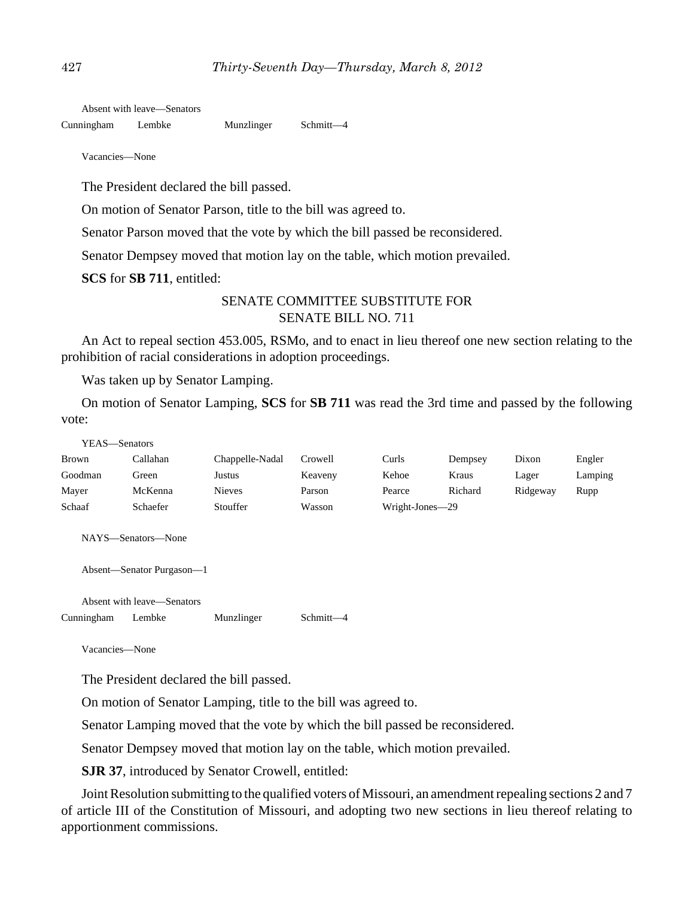Absent with leave—Senators

| Cunningham | Lembke | Munzlinger | Schmitt—4 |
|---|---|---|---|

Vacancies—None

The President declared the bill passed.

On motion of Senator Parson, title to the bill was agreed to.

Senator Parson moved that the vote by which the bill passed be reconsidered.

Senator Dempsey moved that motion lay on the table, which motion prevailed.

**SCS** for **SB 711**, entitled:

SENATE COMMITTEE SUBSTITUTE FOR
SENATE BILL NO. 711

An Act to repeal section 453.005, RSMo, and to enact in lieu thereof one new section relating to the prohibition of racial considerations in adoption proceedings.

Was taken up by Senator Lamping.

On motion of Senator Lamping, **SCS** for **SB 711** was read the 3rd time and passed by the following vote:

YEAS—Senators

| Brown | Callahan | Chappelle-Nadal | Crowell | Curls | Dempsey | Dixon | Engler |
|---|---|---|---|---|---|---|---|
| Goodman | Green | Justus | Keaveny | Kehoe | Kraus | Lager | Lamping |
| Mayer | McKenna | Nieves | Parson | Pearce | Richard | Ridgeway | Rupp |
| Schaaf | Schaefer | Stouffer | Wasson | Wright-Jones—29 | | | |

NAYS—Senators—None

Absent—Senator Purgason—1

Absent with leave—Senators

| Cunningham | Lembke | Munzlinger | Schmitt—4 |
|---|---|---|---|

Vacancies—None

The President declared the bill passed.

On motion of Senator Lamping, title to the bill was agreed to.

Senator Lamping moved that the vote by which the bill passed be reconsidered.

Senator Dempsey moved that motion lay on the table, which motion prevailed.

**SJR 37**, introduced by Senator Crowell, entitled:

Joint Resolution submitting to the qualified voters of Missouri, an amendment repealing sections 2 and 7 of article III of the Constitution of Missouri, and adopting two new sections in lieu thereof relating to apportionment commissions.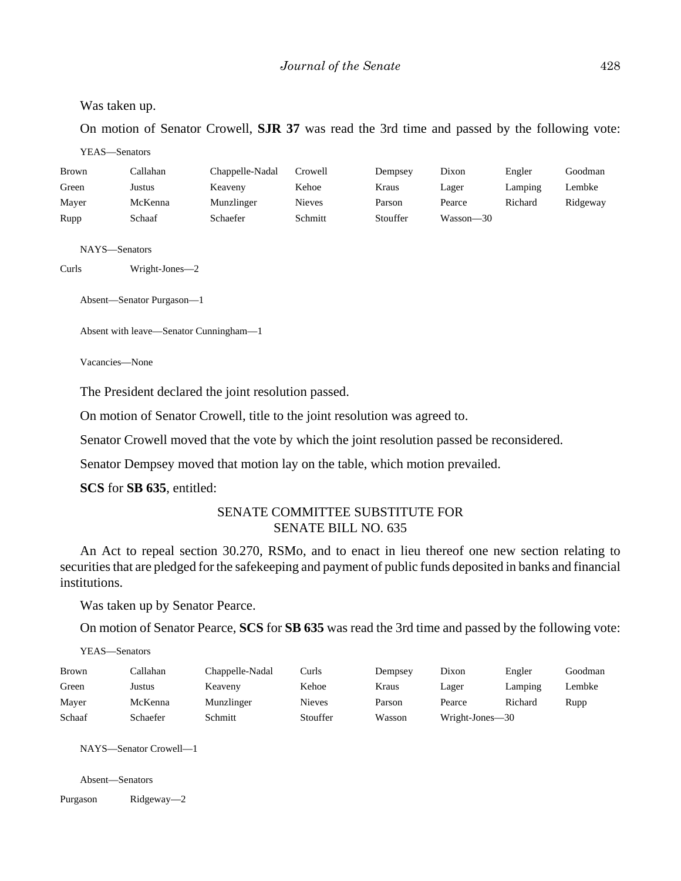Was taken up.

On motion of Senator Crowell, **SJR 37** was read the 3rd time and passed by the following vote:

YEAS—Senators

| | | | | | | | |
|---|---|---|---|---|---|---|---|
| Brown | Callahan | Chappelle-Nadal | Crowell | Dempsey | Dixon | Engler | Goodman |
| Green | Justus | Keaveny | Kehoe | Kraus | Lager | Lamping | Lembke |
| Mayer | McKenna | Munzlinger | Nieves | Parson | Pearce | Richard | Ridgeway |
| Rupp | Schaaf | Schaefer | Schmitt | Stouffer | Wasson—30 | | |

NAYS—Senators

Curls Wright-Jones—2

Absent—Senator Purgason—1

Absent with leave—Senator Cunningham—1

Vacancies—None

The President declared the joint resolution passed.

On motion of Senator Crowell, title to the joint resolution was agreed to.

Senator Crowell moved that the vote by which the joint resolution passed be reconsidered.

Senator Dempsey moved that motion lay on the table, which motion prevailed.

**SCS** for **SB 635**, entitled:

SENATE COMMITTEE SUBSTITUTE FOR
SENATE BILL NO. 635

An Act to repeal section 30.270, RSMo, and to enact in lieu thereof one new section relating to securities that are pledged for the safekeeping and payment of public funds deposited in banks and financial institutions.

Was taken up by Senator Pearce.

On motion of Senator Pearce, **SCS** for **SB 635** was read the 3rd time and passed by the following vote:

YEAS—Senators

| | | | | | | | |
|---|---|---|---|---|---|---|---|
| Brown | Callahan | Chappelle-Nadal | Curls | Dempsey | Dixon | Engler | Goodman |
| Green | Justus | Keaveny | Kehoe | Kraus | Lager | Lamping | Lembke |
| Mayer | McKenna | Munzlinger | Nieves | Parson | Pearce | Richard | Rupp |
| Schaaf | Schaefer | Schmitt | Stouffer | Wasson | Wright-Jones—30 | | |

NAYS—Senator Crowell—1

Absent—Senators

Purgason Ridgeway—2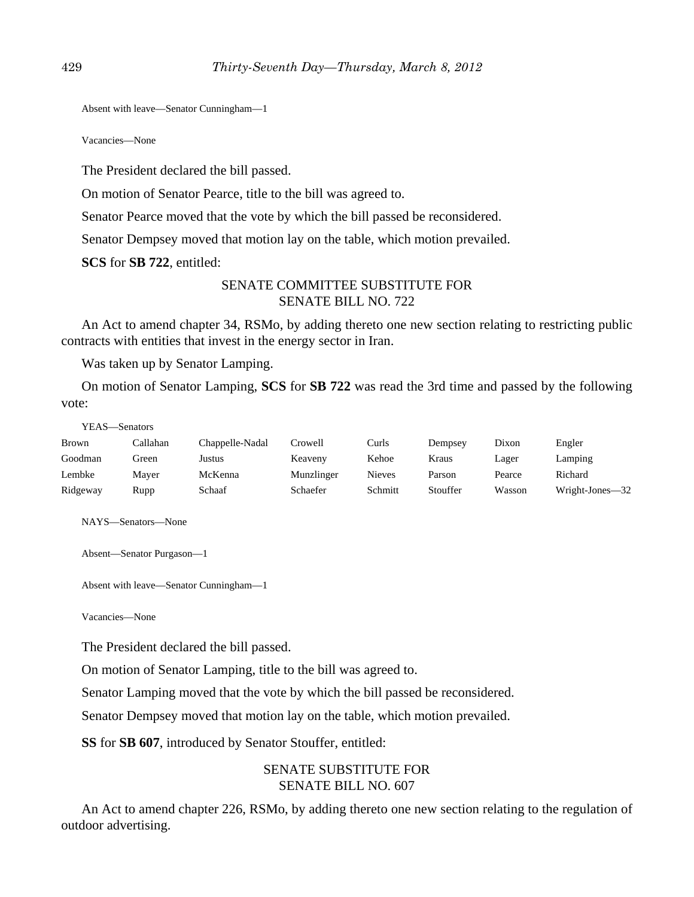Absent with leave—Senator Cunningham—1

Vacancies—None

The President declared the bill passed.

On motion of Senator Pearce, title to the bill was agreed to.

Senator Pearce moved that the vote by which the bill passed be reconsidered.

Senator Dempsey moved that motion lay on the table, which motion prevailed.

**SCS** for **SB 722**, entitled:

SENATE COMMITTEE SUBSTITUTE FOR
SENATE BILL NO. 722

An Act to amend chapter 34, RSMo, by adding thereto one new section relating to restricting public contracts with entities that invest in the energy sector in Iran.

Was taken up by Senator Lamping.

On motion of Senator Lamping, **SCS** for **SB 722** was read the 3rd time and passed by the following vote:

YEAS—Senators

| | | | | | | | |
|---|---|---|---|---|---|---|---|
| Brown | Callahan | Chappelle-Nadal | Crowell | Curls | Dempsey | Dixon | Engler |
| Goodman | Green | Justus | Keaveny | Kehoe | Kraus | Lager | Lamping |
| Lembke | Mayer | McKenna | Munzlinger | Nieves | Parson | Pearce | Richard |
| Ridgeway | Rupp | Schaaf | Schaefer | Schmitt | Stouffer | Wasson | Wright-Jones—32 |

NAYS—Senators—None

Absent—Senator Purgason—1

Absent with leave—Senator Cunningham—1

Vacancies—None

The President declared the bill passed.

On motion of Senator Lamping, title to the bill was agreed to.

Senator Lamping moved that the vote by which the bill passed be reconsidered.

Senator Dempsey moved that motion lay on the table, which motion prevailed.

**SS** for **SB 607**, introduced by Senator Stouffer, entitled:

SENATE SUBSTITUTE FOR
SENATE BILL NO. 607

An Act to amend chapter 226, RSMo, by adding thereto one new section relating to the regulation of outdoor advertising.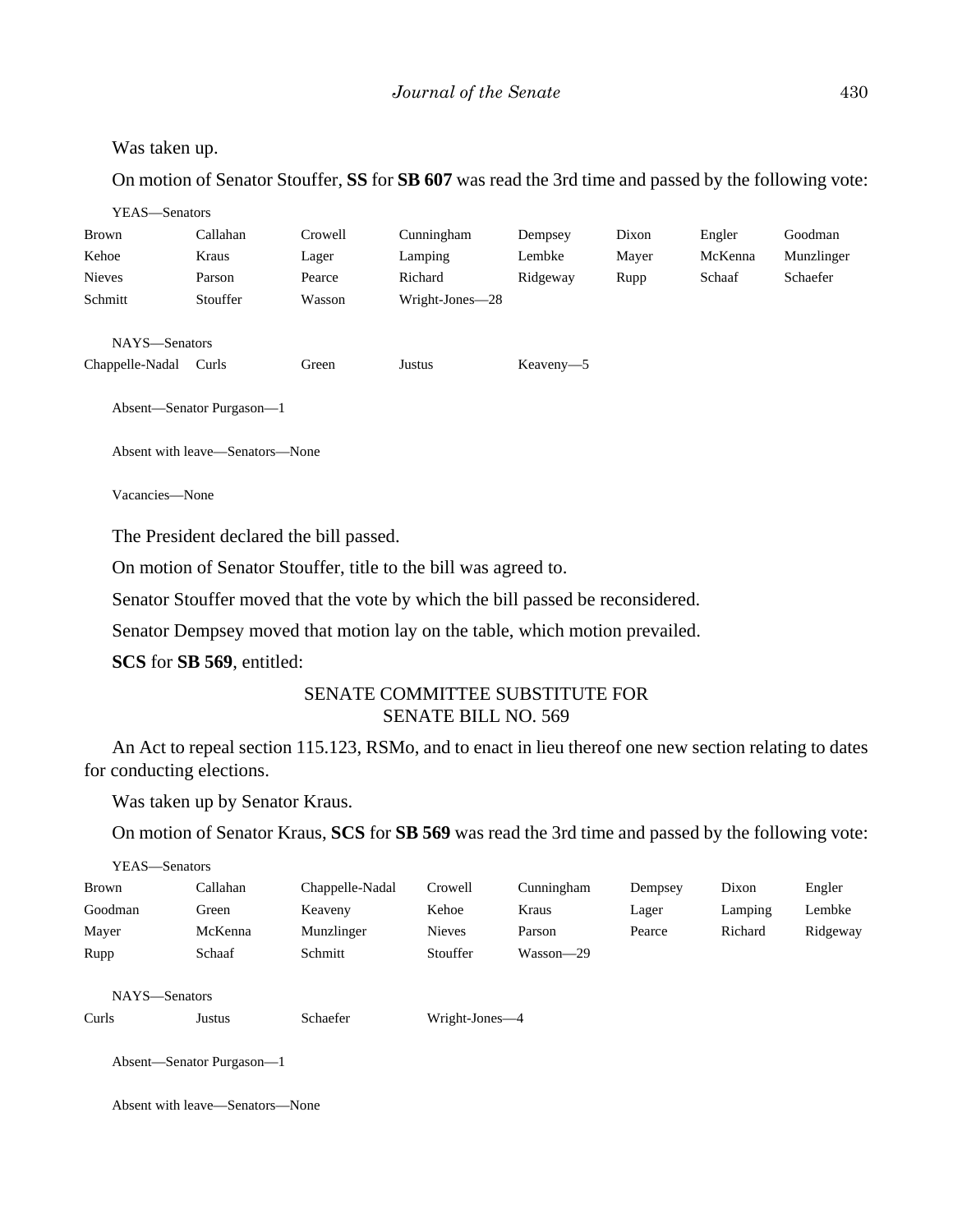Was taken up.

On motion of Senator Stouffer, **SS** for **SB 607** was read the 3rd time and passed by the following vote:

YEAS—Senators

| | | | | | | | |
|---|---|---|---|---|---|---|---|
| Brown | Callahan | Crowell | Cunningham | Dempsey | Dixon | Engler | Goodman |
| Kehoe | Kraus | Lager | Lamping | Lembke | Mayer | McKenna | Munzlinger |
| Nieves | Parson | Pearce | Richard | Ridgeway | Rupp | Schaaf | Schaefer |
| Schmitt | Stouffer | Wasson | Wright-Jones—28 | | | | |

NAYS—Senators

| | | | | |
|---|---|---|---|---|
| Chappelle-Nadal | Curls | Green | Justus | Keaveny—5 |

Absent—Senator Purgason—1

Absent with leave—Senators—None

Vacancies—None

The President declared the bill passed.

On motion of Senator Stouffer, title to the bill was agreed to.

Senator Stouffer moved that the vote by which the bill passed be reconsidered.

Senator Dempsey moved that motion lay on the table, which motion prevailed.

**SCS** for **SB 569**, entitled:

SENATE COMMITTEE SUBSTITUTE FOR
SENATE BILL NO. 569

An Act to repeal section 115.123, RSMo, and to enact in lieu thereof one new section relating to dates for conducting elections.

Was taken up by Senator Kraus.

On motion of Senator Kraus, **SCS** for **SB 569** was read the 3rd time and passed by the following vote:

YEAS—Senators

| | | | | | | | |
|---|---|---|---|---|---|---|---|
| Brown | Callahan | Chappelle-Nadal | Crowell | Cunningham | Dempsey | Dixon | Engler |
| Goodman | Green | Keaveny | Kehoe | Kraus | Lager | Lamping | Lembke |
| Mayer | McKenna | Munzlinger | Nieves | Parson | Pearce | Richard | Ridgeway |
| Rupp | Schaaf | Schmitt | Stouffer | Wasson—29 | | | |

NAYS—Senators

| | | | |
|---|---|---|---|
| Curls | Justus | Schaefer | Wright-Jones—4 |

Absent—Senator Purgason—1

Absent with leave—Senators—None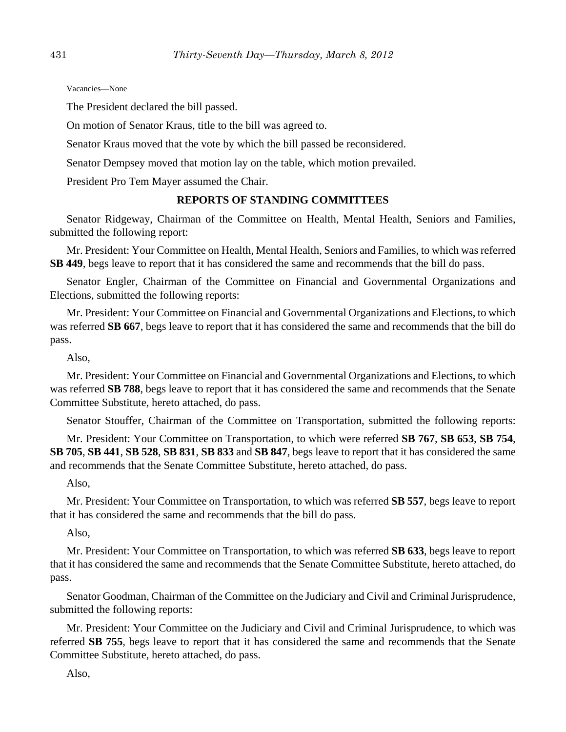Vacancies—None

The President declared the bill passed.

On motion of Senator Kraus, title to the bill was agreed to.

Senator Kraus moved that the vote by which the bill passed be reconsidered.

Senator Dempsey moved that motion lay on the table, which motion prevailed.

President Pro Tem Mayer assumed the Chair.

## REPORTS OF STANDING COMMITTEES

Senator Ridgeway, Chairman of the Committee on Health, Mental Health, Seniors and Families, submitted the following report:

Mr. President: Your Committee on Health, Mental Health, Seniors and Families, to which was referred **SB 449**, begs leave to report that it has considered the same and recommends that the bill do pass.

Senator Engler, Chairman of the Committee on Financial and Governmental Organizations and Elections, submitted the following reports:

Mr. President: Your Committee on Financial and Governmental Organizations and Elections, to which was referred **SB 667**, begs leave to report that it has considered the same and recommends that the bill do pass.

Also,

Mr. President: Your Committee on Financial and Governmental Organizations and Elections, to which was referred **SB 788**, begs leave to report that it has considered the same and recommends that the Senate Committee Substitute, hereto attached, do pass.

Senator Stouffer, Chairman of the Committee on Transportation, submitted the following reports:

Mr. President: Your Committee on Transportation, to which were referred **SB 767**, **SB 653**, **SB 754**, **SB 705**, **SB 441**, **SB 528**, **SB 831**, **SB 833** and **SB 847**, begs leave to report that it has considered the same and recommends that the Senate Committee Substitute, hereto attached, do pass.

Also,

Mr. President: Your Committee on Transportation, to which was referred **SB 557**, begs leave to report that it has considered the same and recommends that the bill do pass.

Also,

Mr. President: Your Committee on Transportation, to which was referred **SB 633**, begs leave to report that it has considered the same and recommends that the Senate Committee Substitute, hereto attached, do pass.

Senator Goodman, Chairman of the Committee on the Judiciary and Civil and Criminal Jurisprudence, submitted the following reports:

Mr. President: Your Committee on the Judiciary and Civil and Criminal Jurisprudence, to which was referred **SB 755**, begs leave to report that it has considered the same and recommends that the Senate Committee Substitute, hereto attached, do pass.

Also,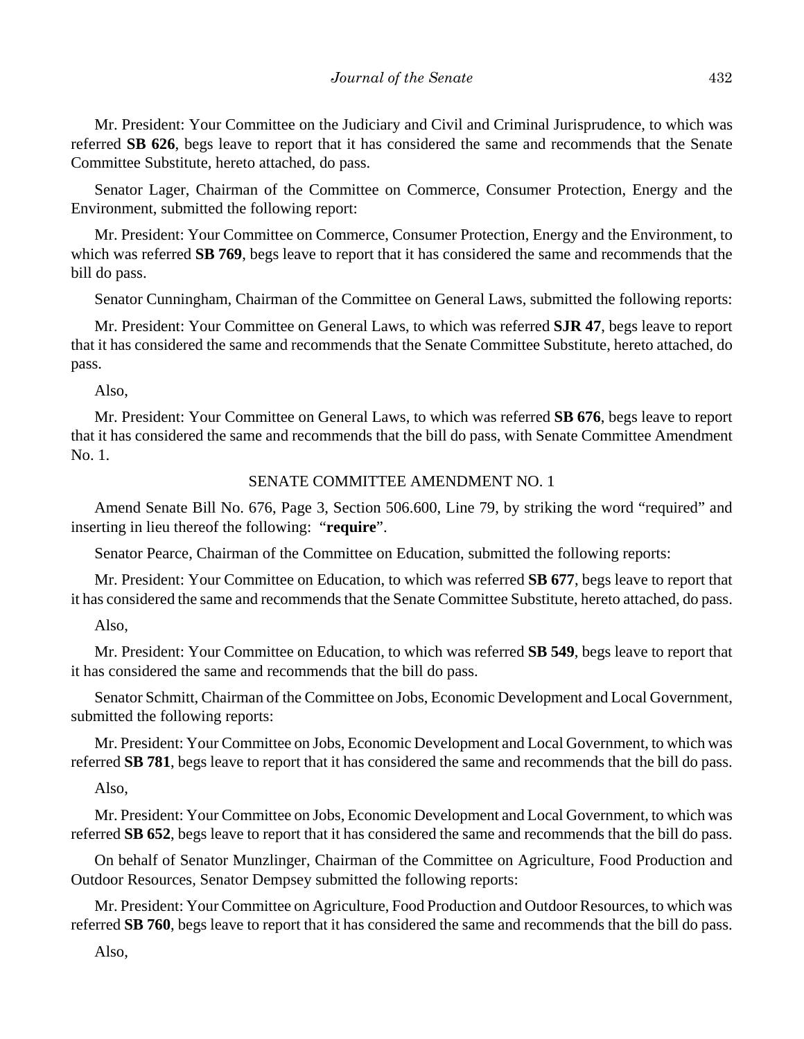Mr. President: Your Committee on the Judiciary and Civil and Criminal Jurisprudence, to which was referred **SB 626**, begs leave to report that it has considered the same and recommends that the Senate Committee Substitute, hereto attached, do pass.

Senator Lager, Chairman of the Committee on Commerce, Consumer Protection, Energy and the Environment, submitted the following report:

Mr. President: Your Committee on Commerce, Consumer Protection, Energy and the Environment, to which was referred **SB 769**, begs leave to report that it has considered the same and recommends that the bill do pass.

Senator Cunningham, Chairman of the Committee on General Laws, submitted the following reports:

Mr. President: Your Committee on General Laws, to which was referred **SJR 47**, begs leave to report that it has considered the same and recommends that the Senate Committee Substitute, hereto attached, do pass.

Also,

Mr. President: Your Committee on General Laws, to which was referred **SB 676**, begs leave to report that it has considered the same and recommends that the bill do pass, with Senate Committee Amendment No. 1.

SENATE COMMITTEE AMENDMENT NO. 1

Amend Senate Bill No. 676, Page 3, Section 506.600, Line 79, by striking the word "required" and inserting in lieu thereof the following: "**require**".

Senator Pearce, Chairman of the Committee on Education, submitted the following reports:

Mr. President: Your Committee on Education, to which was referred **SB 677**, begs leave to report that it has considered the same and recommends that the Senate Committee Substitute, hereto attached, do pass.

Also,

Mr. President: Your Committee on Education, to which was referred **SB 549**, begs leave to report that it has considered the same and recommends that the bill do pass.

Senator Schmitt, Chairman of the Committee on Jobs, Economic Development and Local Government, submitted the following reports:

Mr. President: Your Committee on Jobs, Economic Development and Local Government, to which was referred **SB 781**, begs leave to report that it has considered the same and recommends that the bill do pass.

Also,

Mr. President: Your Committee on Jobs, Economic Development and Local Government, to which was referred **SB 652**, begs leave to report that it has considered the same and recommends that the bill do pass.

On behalf of Senator Munzlinger, Chairman of the Committee on Agriculture, Food Production and Outdoor Resources, Senator Dempsey submitted the following reports:

Mr. President: Your Committee on Agriculture, Food Production and Outdoor Resources, to which was referred **SB 760**, begs leave to report that it has considered the same and recommends that the bill do pass.

Also,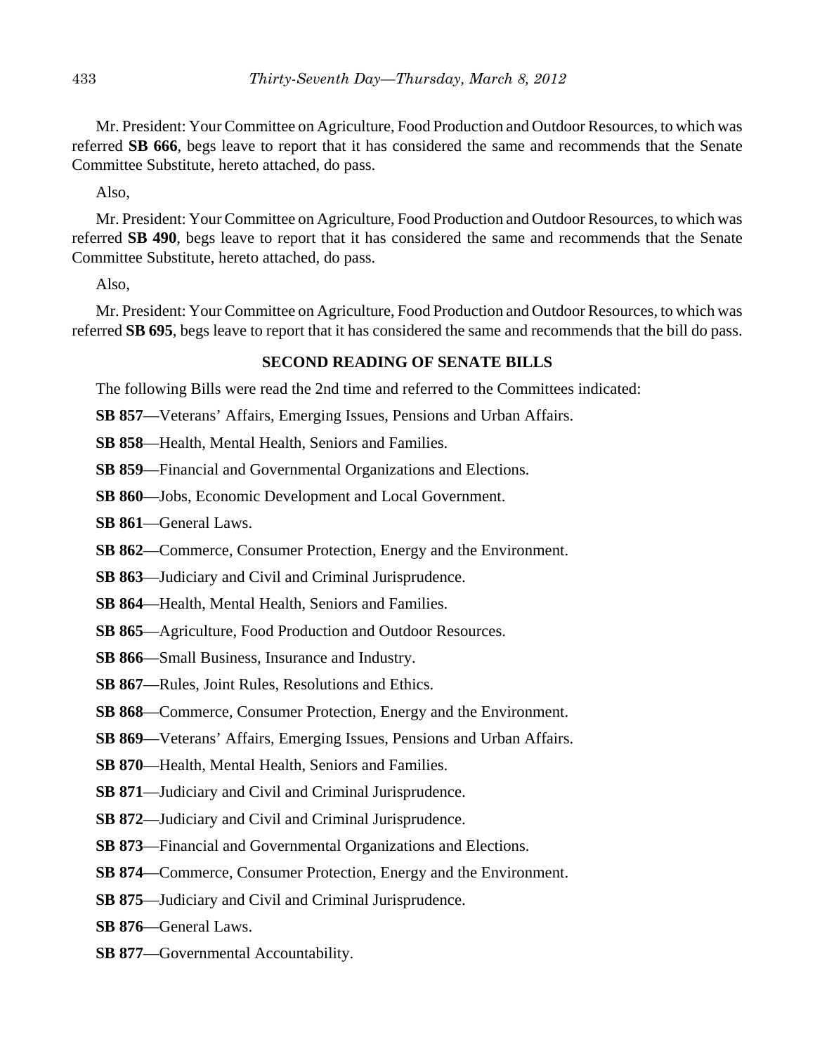Mr. President: Your Committee on Agriculture, Food Production and Outdoor Resources, to which was referred **SB 666**, begs leave to report that it has considered the same and recommends that the Senate Committee Substitute, hereto attached, do pass.

Also,

Mr. President: Your Committee on Agriculture, Food Production and Outdoor Resources, to which was referred **SB 490**, begs leave to report that it has considered the same and recommends that the Senate Committee Substitute, hereto attached, do pass.

Also,

Mr. President: Your Committee on Agriculture, Food Production and Outdoor Resources, to which was referred **SB 695**, begs leave to report that it has considered the same and recommends that the bill do pass.

## SECOND READING OF SENATE BILLS

The following Bills were read the 2nd time and referred to the Committees indicated:

**SB 857**—Veterans' Affairs, Emerging Issues, Pensions and Urban Affairs.

**SB 858**—Health, Mental Health, Seniors and Families.

**SB 859**—Financial and Governmental Organizations and Elections.

**SB 860**—Jobs, Economic Development and Local Government.

**SB 861**—General Laws.

**SB 862**—Commerce, Consumer Protection, Energy and the Environment.

**SB 863**—Judiciary and Civil and Criminal Jurisprudence.

**SB 864**—Health, Mental Health, Seniors and Families.

**SB 865**—Agriculture, Food Production and Outdoor Resources.

**SB 866**—Small Business, Insurance and Industry.

**SB 867**—Rules, Joint Rules, Resolutions and Ethics.

**SB 868**—Commerce, Consumer Protection, Energy and the Environment.

**SB 869**—Veterans' Affairs, Emerging Issues, Pensions and Urban Affairs.

**SB 870**—Health, Mental Health, Seniors and Families.

**SB 871**—Judiciary and Civil and Criminal Jurisprudence.

**SB 872**—Judiciary and Civil and Criminal Jurisprudence.

**SB 873**—Financial and Governmental Organizations and Elections.

**SB 874**—Commerce, Consumer Protection, Energy and the Environment.

**SB 875**—Judiciary and Civil and Criminal Jurisprudence.

**SB 876**—General Laws.

**SB 877**—Governmental Accountability.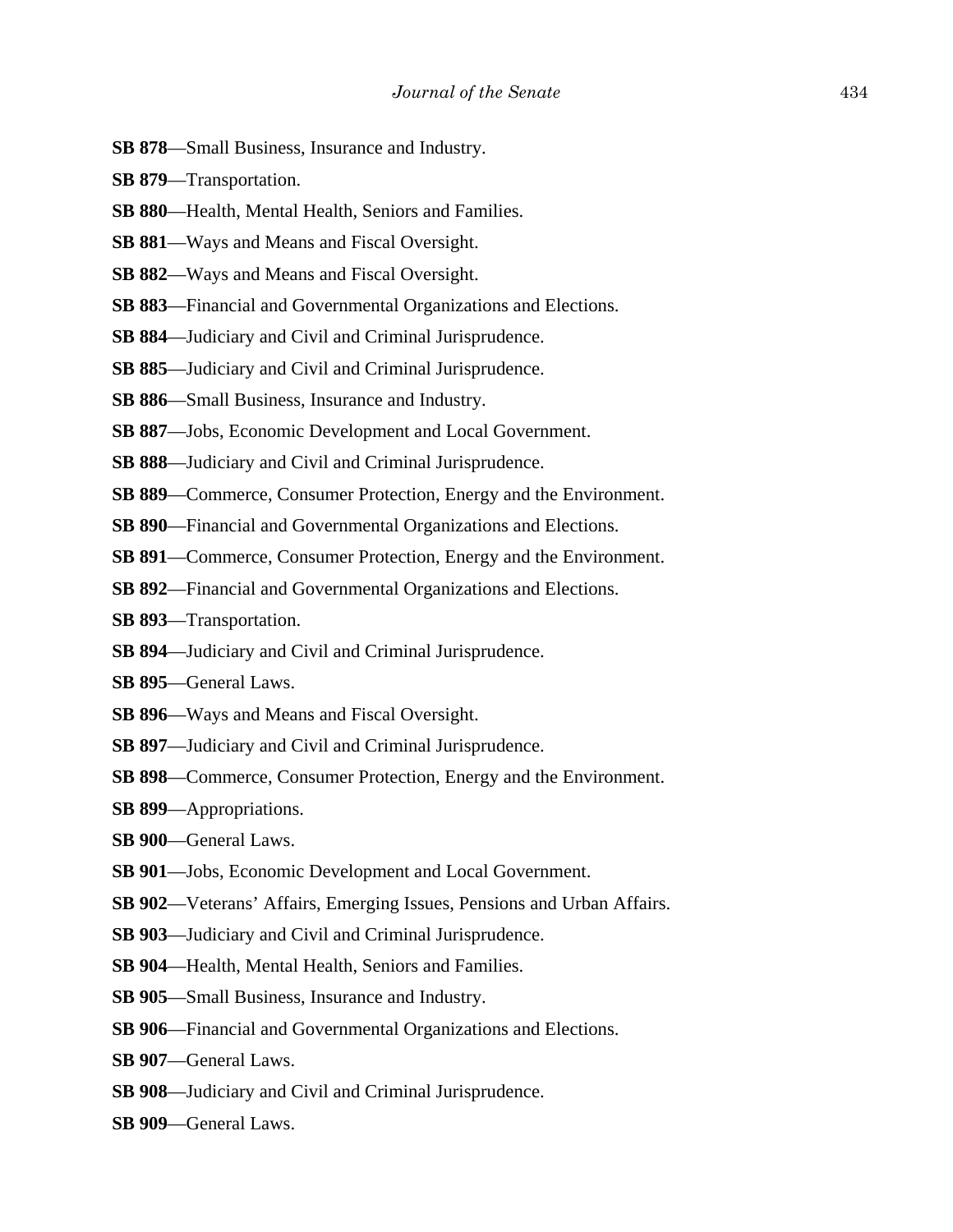**SB 878**—Small Business, Insurance and Industry.

**SB 879**—Transportation.

**SB 880**—Health, Mental Health, Seniors and Families.

**SB 881**—Ways and Means and Fiscal Oversight.

**SB 882**—Ways and Means and Fiscal Oversight.

**SB 883**—Financial and Governmental Organizations and Elections.

**SB 884**—Judiciary and Civil and Criminal Jurisprudence.

**SB 885**—Judiciary and Civil and Criminal Jurisprudence.

**SB 886**—Small Business, Insurance and Industry.

**SB 887**—Jobs, Economic Development and Local Government.

**SB 888**—Judiciary and Civil and Criminal Jurisprudence.

**SB 889**—Commerce, Consumer Protection, Energy and the Environment.

**SB 890**—Financial and Governmental Organizations and Elections.

**SB 891**—Commerce, Consumer Protection, Energy and the Environment.

**SB 892**—Financial and Governmental Organizations and Elections.

**SB 893**—Transportation.

**SB 894**—Judiciary and Civil and Criminal Jurisprudence.

**SB 895**—General Laws.

**SB 896**—Ways and Means and Fiscal Oversight.

**SB 897**—Judiciary and Civil and Criminal Jurisprudence.

**SB 898**—Commerce, Consumer Protection, Energy and the Environment.

**SB 899**—Appropriations.

**SB 900**—General Laws.

**SB 901**—Jobs, Economic Development and Local Government.

**SB 902**—Veterans' Affairs, Emerging Issues, Pensions and Urban Affairs.

**SB 903**—Judiciary and Civil and Criminal Jurisprudence.

**SB 904**—Health, Mental Health, Seniors and Families.

**SB 905**—Small Business, Insurance and Industry.

**SB 906**—Financial and Governmental Organizations and Elections.

**SB 907**—General Laws.

**SB 908**—Judiciary and Civil and Criminal Jurisprudence.

**SB 909**—General Laws.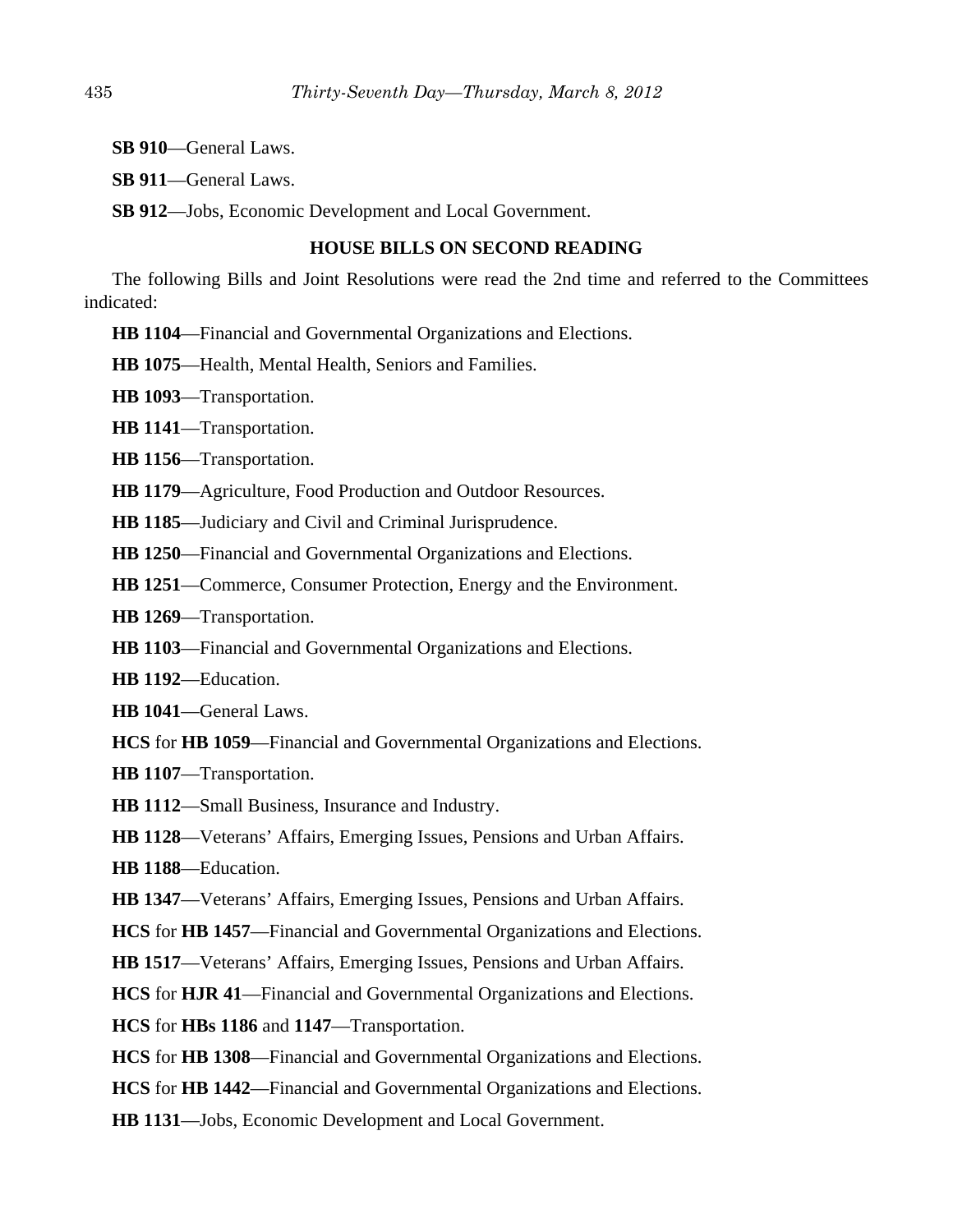**SB 910**—General Laws.

**SB 911**—General Laws.

**SB 912**—Jobs, Economic Development and Local Government.

## HOUSE BILLS ON SECOND READING

The following Bills and Joint Resolutions were read the 2nd time and referred to the Committees indicated:

**HB 1104**—Financial and Governmental Organizations and Elections.

**HB 1075**—Health, Mental Health, Seniors and Families.

**HB 1093**—Transportation.

**HB 1141**—Transportation.

**HB 1156**—Transportation.

**HB 1179**—Agriculture, Food Production and Outdoor Resources.

**HB 1185**—Judiciary and Civil and Criminal Jurisprudence.

**HB 1250**—Financial and Governmental Organizations and Elections.

**HB 1251**—Commerce, Consumer Protection, Energy and the Environment.

**HB 1269**—Transportation.

**HB 1103**—Financial and Governmental Organizations and Elections.

**HB 1192**—Education.

**HB 1041**—General Laws.

**HCS** for **HB 1059**—Financial and Governmental Organizations and Elections.

**HB 1107**—Transportation.

**HB 1112**—Small Business, Insurance and Industry.

**HB 1128**—Veterans' Affairs, Emerging Issues, Pensions and Urban Affairs.

**HB 1188**—Education.

**HB 1347**—Veterans' Affairs, Emerging Issues, Pensions and Urban Affairs.

**HCS** for **HB 1457**—Financial and Governmental Organizations and Elections.

**HB 1517**—Veterans' Affairs, Emerging Issues, Pensions and Urban Affairs.

**HCS** for **HJR 41**—Financial and Governmental Organizations and Elections.

**HCS** for **HBs 1186** and **1147**—Transportation.

**HCS** for **HB 1308**—Financial and Governmental Organizations and Elections.

**HCS** for **HB 1442**—Financial and Governmental Organizations and Elections.

**HB 1131**—Jobs, Economic Development and Local Government.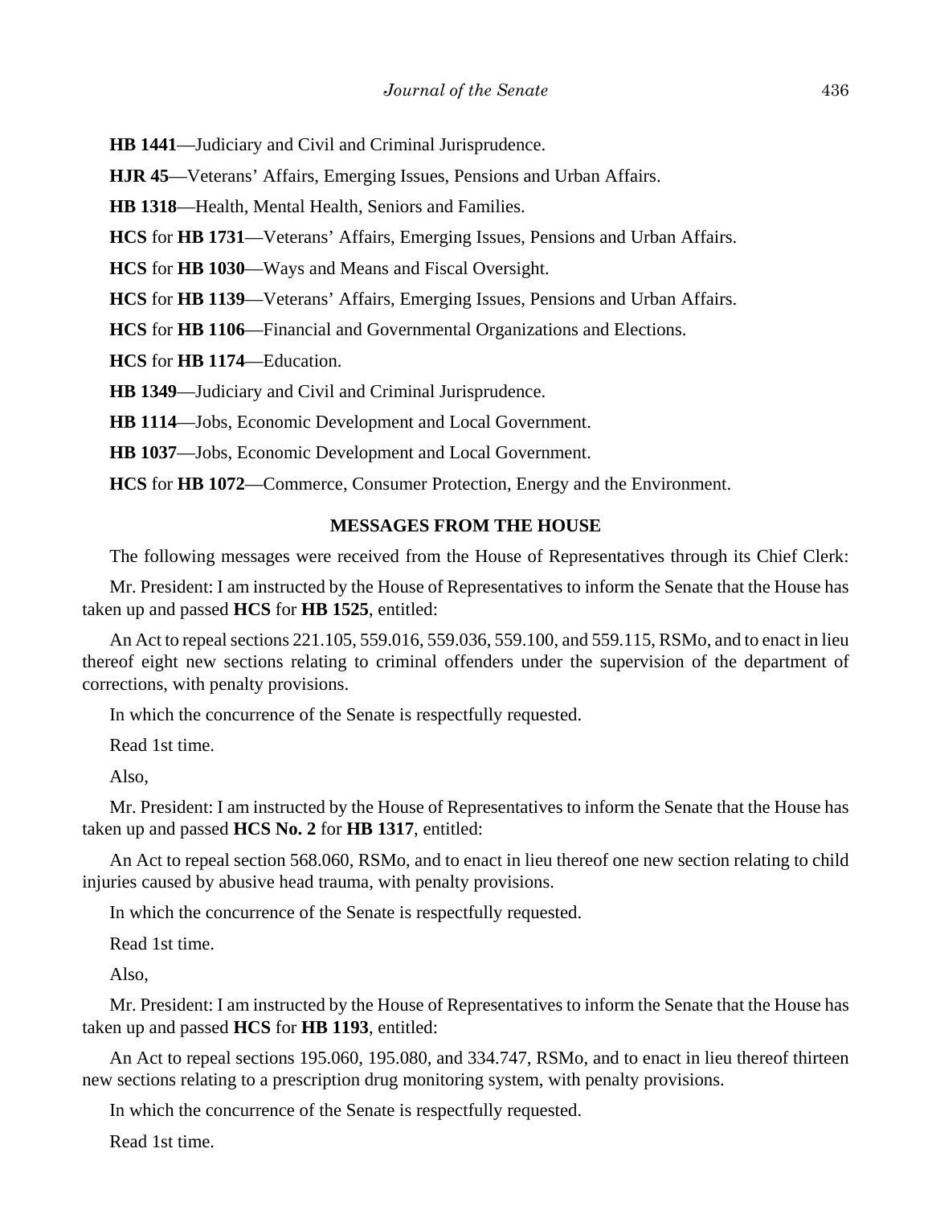**HB 1441**—Judiciary and Civil and Criminal Jurisprudence.

**HJR 45**—Veterans' Affairs, Emerging Issues, Pensions and Urban Affairs.

**HB 1318**—Health, Mental Health, Seniors and Families.

**HCS** for **HB 1731**—Veterans' Affairs, Emerging Issues, Pensions and Urban Affairs.

**HCS** for **HB 1030**—Ways and Means and Fiscal Oversight.

**HCS** for **HB 1139**—Veterans' Affairs, Emerging Issues, Pensions and Urban Affairs.

**HCS** for **HB 1106**—Financial and Governmental Organizations and Elections.

**HCS** for **HB 1174**—Education.

**HB 1349**—Judiciary and Civil and Criminal Jurisprudence.

**HB 1114**—Jobs, Economic Development and Local Government.

**HB 1037**—Jobs, Economic Development and Local Government.

**HCS** for **HB 1072**—Commerce, Consumer Protection, Energy and the Environment.

## MESSAGES FROM THE HOUSE

The following messages were received from the House of Representatives through its Chief Clerk:

Mr. President: I am instructed by the House of Representatives to inform the Senate that the House has taken up and passed **HCS** for **HB 1525**, entitled:

An Act to repeal sections 221.105, 559.016, 559.036, 559.100, and 559.115, RSMo, and to enact in lieu thereof eight new sections relating to criminal offenders under the supervision of the department of corrections, with penalty provisions.

In which the concurrence of the Senate is respectfully requested.

Read 1st time.

Also,

Mr. President: I am instructed by the House of Representatives to inform the Senate that the House has taken up and passed **HCS No. 2** for **HB 1317**, entitled:

An Act to repeal section 568.060, RSMo, and to enact in lieu thereof one new section relating to child injuries caused by abusive head trauma, with penalty provisions.

In which the concurrence of the Senate is respectfully requested.

Read 1st time.

Also,

Mr. President: I am instructed by the House of Representatives to inform the Senate that the House has taken up and passed **HCS** for **HB 1193**, entitled:

An Act to repeal sections 195.060, 195.080, and 334.747, RSMo, and to enact in lieu thereof thirteen new sections relating to a prescription drug monitoring system, with penalty provisions.

In which the concurrence of the Senate is respectfully requested.

Read 1st time.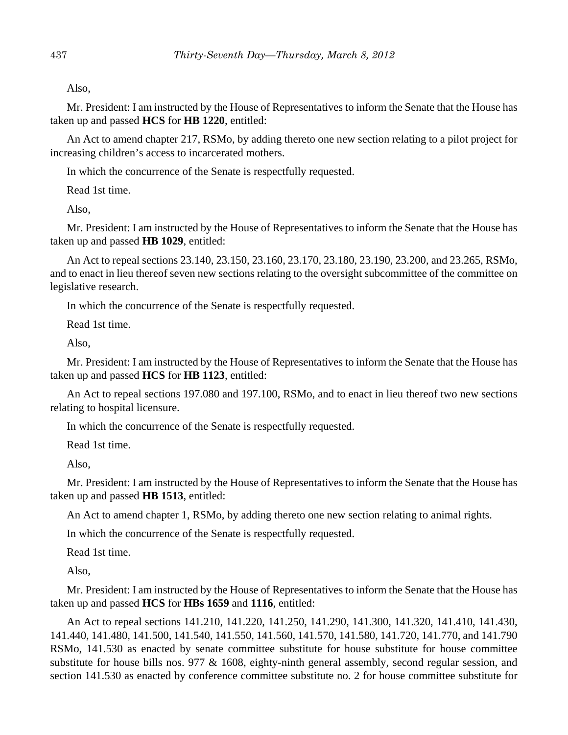Also,

Mr. President: I am instructed by the House of Representatives to inform the Senate that the House has taken up and passed **HCS** for **HB 1220**, entitled:

An Act to amend chapter 217, RSMo, by adding thereto one new section relating to a pilot project for increasing children's access to incarcerated mothers.

In which the concurrence of the Senate is respectfully requested.

Read 1st time.

Also,

Mr. President: I am instructed by the House of Representatives to inform the Senate that the House has taken up and passed **HB 1029**, entitled:

An Act to repeal sections 23.140, 23.150, 23.160, 23.170, 23.180, 23.190, 23.200, and 23.265, RSMo, and to enact in lieu thereof seven new sections relating to the oversight subcommittee of the committee on legislative research.

In which the concurrence of the Senate is respectfully requested.

Read 1st time.

Also,

Mr. President: I am instructed by the House of Representatives to inform the Senate that the House has taken up and passed **HCS** for **HB 1123**, entitled:

An Act to repeal sections 197.080 and 197.100, RSMo, and to enact in lieu thereof two new sections relating to hospital licensure.

In which the concurrence of the Senate is respectfully requested.

Read 1st time.

Also,

Mr. President: I am instructed by the House of Representatives to inform the Senate that the House has taken up and passed **HB 1513**, entitled:

An Act to amend chapter 1, RSMo, by adding thereto one new section relating to animal rights.

In which the concurrence of the Senate is respectfully requested.

Read 1st time.

Also,

Mr. President: I am instructed by the House of Representatives to inform the Senate that the House has taken up and passed **HCS** for **HBs 1659** and **1116**, entitled:

An Act to repeal sections 141.210, 141.220, 141.250, 141.290, 141.300, 141.320, 141.410, 141.430, 141.440, 141.480, 141.500, 141.540, 141.550, 141.560, 141.570, 141.580, 141.720, 141.770, and 141.790 RSMo, 141.530 as enacted by senate committee substitute for house substitute for house committee substitute for house bills nos. 977 & 1608, eighty-ninth general assembly, second regular session, and section 141.530 as enacted by conference committee substitute no. 2 for house committee substitute for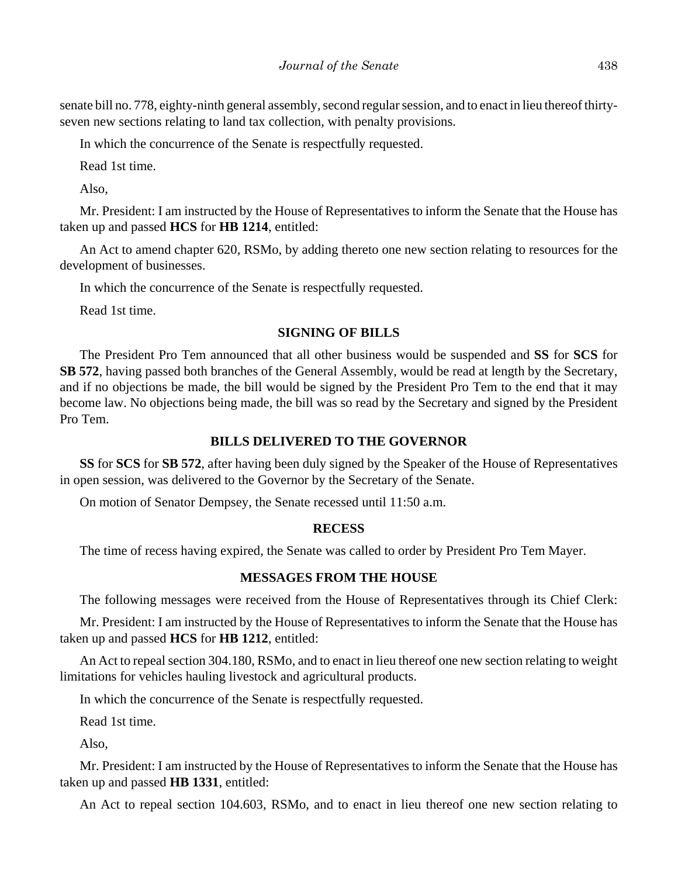senate bill no. 778, eighty-ninth general assembly, second regular session, and to enact in lieu thereof thirty-seven new sections relating to land tax collection, with penalty provisions.

In which the concurrence of the Senate is respectfully requested.

Read 1st time.

Also,

Mr. President: I am instructed by the House of Representatives to inform the Senate that the House has taken up and passed **HCS** for **HB 1214**, entitled:

An Act to amend chapter 620, RSMo, by adding thereto one new section relating to resources for the development of businesses.

In which the concurrence of the Senate is respectfully requested.

Read 1st time.

## SIGNING OF BILLS

The President Pro Tem announced that all other business would be suspended and **SS** for **SCS** for **SB 572**, having passed both branches of the General Assembly, would be read at length by the Secretary, and if no objections be made, the bill would be signed by the President Pro Tem to the end that it may become law. No objections being made, the bill was so read by the Secretary and signed by the President Pro Tem.

## BILLS DELIVERED TO THE GOVERNOR

**SS** for **SCS** for **SB 572**, after having been duly signed by the Speaker of the House of Representatives in open session, was delivered to the Governor by the Secretary of the Senate.

On motion of Senator Dempsey, the Senate recessed until 11:50 a.m.

## RECESS

The time of recess having expired, the Senate was called to order by President Pro Tem Mayer.

## MESSAGES FROM THE HOUSE

The following messages were received from the House of Representatives through its Chief Clerk:

Mr. President: I am instructed by the House of Representatives to inform the Senate that the House has taken up and passed **HCS** for **HB 1212**, entitled:

An Act to repeal section 304.180, RSMo, and to enact in lieu thereof one new section relating to weight limitations for vehicles hauling livestock and agricultural products.

In which the concurrence of the Senate is respectfully requested.

Read 1st time.

Also,

Mr. President: I am instructed by the House of Representatives to inform the Senate that the House has taken up and passed **HB 1331**, entitled:

An Act to repeal section 104.603, RSMo, and to enact in lieu thereof one new section relating to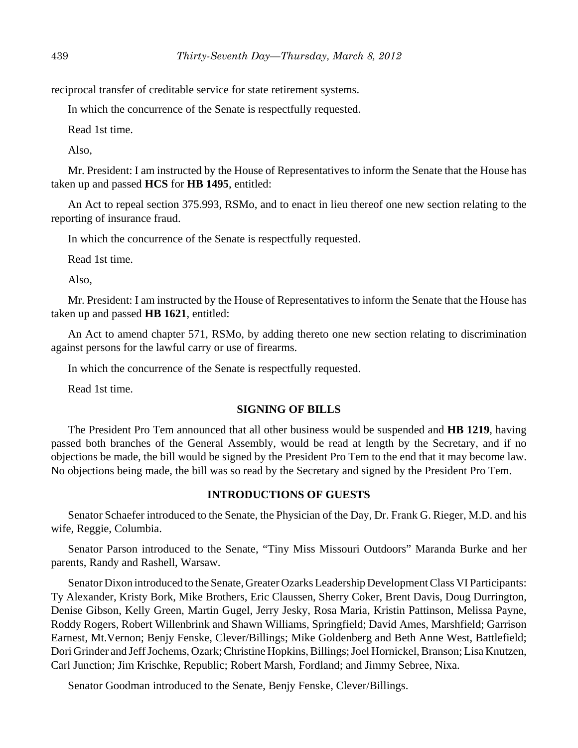reciprocal transfer of creditable service for state retirement systems.

In which the concurrence of the Senate is respectfully requested.

Read 1st time.

Also,

Mr. President: I am instructed by the House of Representatives to inform the Senate that the House has taken up and passed **HCS** for **HB 1495**, entitled:

An Act to repeal section 375.993, RSMo, and to enact in lieu thereof one new section relating to the reporting of insurance fraud.

In which the concurrence of the Senate is respectfully requested.

Read 1st time.

Also,

Mr. President: I am instructed by the House of Representatives to inform the Senate that the House has taken up and passed **HB 1621**, entitled:

An Act to amend chapter 571, RSMo, by adding thereto one new section relating to discrimination against persons for the lawful carry or use of firearms.

In which the concurrence of the Senate is respectfully requested.

Read 1st time.

## SIGNING OF BILLS

The President Pro Tem announced that all other business would be suspended and **HB 1219**, having passed both branches of the General Assembly, would be read at length by the Secretary, and if no objections be made, the bill would be signed by the President Pro Tem to the end that it may become law. No objections being made, the bill was so read by the Secretary and signed by the President Pro Tem.

## INTRODUCTIONS OF GUESTS

Senator Schaefer introduced to the Senate, the Physician of the Day, Dr. Frank G. Rieger, M.D. and his wife, Reggie, Columbia.

Senator Parson introduced to the Senate, "Tiny Miss Missouri Outdoors" Maranda Burke and her parents, Randy and Rashell, Warsaw.

Senator Dixon introduced to the Senate, Greater Ozarks Leadership Development Class VI Participants: Ty Alexander, Kristy Bork, Mike Brothers, Eric Claussen, Sherry Coker, Brent Davis, Doug Durrington, Denise Gibson, Kelly Green, Martin Gugel, Jerry Jesky, Rosa Maria, Kristin Pattinson, Melissa Payne, Roddy Rogers, Robert Willenbrink and Shawn Williams, Springfield; David Ames, Marshfield; Garrison Earnest, Mt.Vernon; Benjy Fenske, Clever/Billings; Mike Goldenberg and Beth Anne West, Battlefield; Dori Grinder and Jeff Jochems, Ozark; Christine Hopkins, Billings; Joel Hornickel, Branson; Lisa Knutzen, Carl Junction; Jim Krischke, Republic; Robert Marsh, Fordland; and Jimmy Sebree, Nixa.

Senator Goodman introduced to the Senate, Benjy Fenske, Clever/Billings.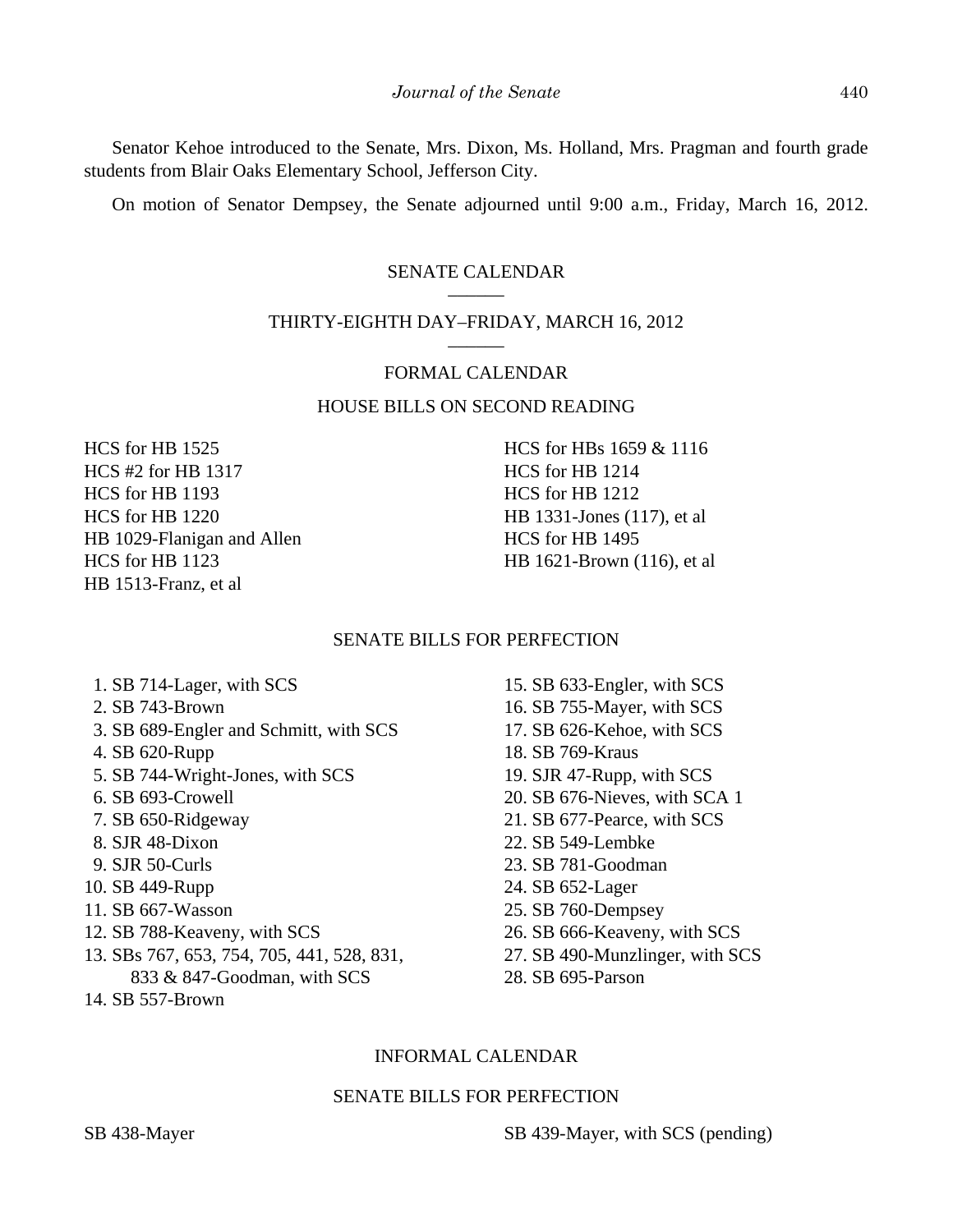Senator Kehoe introduced to the Senate, Mrs. Dixon, Ms. Holland, Mrs. Pragman and fourth grade students from Blair Oaks Elementary School, Jefferson City.

On motion of Senator Dempsey, the Senate adjourned until 9:00 a.m., Friday, March 16, 2012.

## SENATE CALENDAR

## THIRTY-EIGHTH DAY–FRIDAY, MARCH 16, 2012

### FORMAL CALENDAR

### HOUSE BILLS ON SECOND READING

HCS for HB 1525
HCS #2 for HB 1317
HCS for HB 1193
HCS for HB 1220
HB 1029-Flanigan and Allen
HCS for HB 1123
HB 1513-Franz, et al
HCS for HBs 1659 & 1116
HCS for HB 1214
HCS for HB 1212
HB 1331-Jones (117), et al
HCS for HB 1495
HB 1621-Brown (116), et al

### SENATE BILLS FOR PERFECTION

1. SB 714-Lager, with SCS
2. SB 743-Brown
3. SB 689-Engler and Schmitt, with SCS
4. SB 620-Rupp
5. SB 744-Wright-Jones, with SCS
6. SB 693-Crowell
7. SB 650-Ridgeway
8. SJR 48-Dixon
9. SJR 50-Curls
10. SB 449-Rupp
11. SB 667-Wasson
12. SB 788-Keaveny, with SCS
13. SBs 767, 653, 754, 705, 441, 528, 831, 833 & 847-Goodman, with SCS
14. SB 557-Brown
15. SB 633-Engler, with SCS
16. SB 755-Mayer, with SCS
17. SB 626-Kehoe, with SCS
18. SB 769-Kraus
19. SJR 47-Rupp, with SCS
20. SB 676-Nieves, with SCA 1
21. SB 677-Pearce, with SCS
22. SB 549-Lembke
23. SB 781-Goodman
24. SB 652-Lager
25. SB 760-Dempsey
26. SB 666-Keaveny, with SCS
27. SB 490-Munzlinger, with SCS
28. SB 695-Parson

### INFORMAL CALENDAR

### SENATE BILLS FOR PERFECTION

SB 438-Mayer
SB 439-Mayer, with SCS (pending)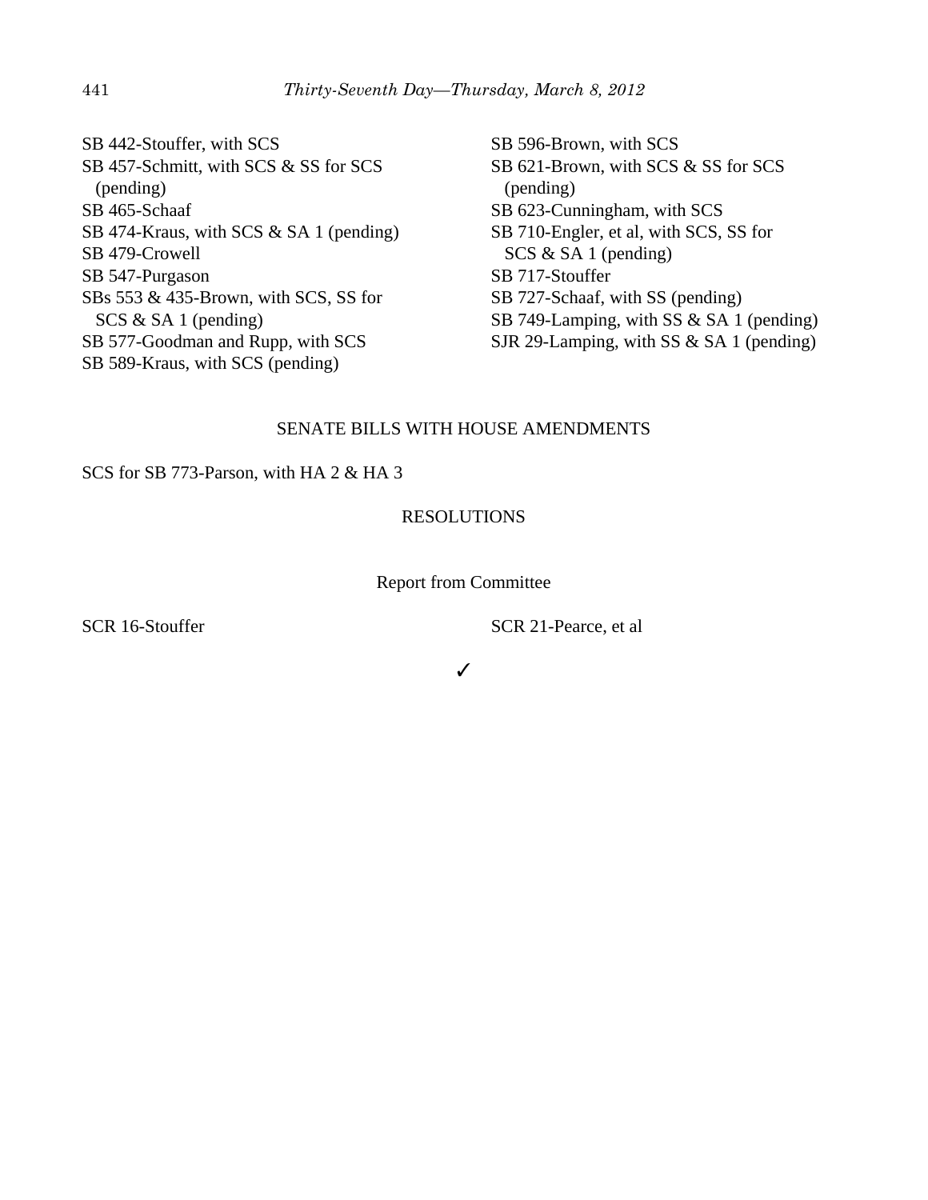SB 442-Stouffer, with SCS
SB 457-Schmitt, with SCS & SS for SCS (pending)
SB 465-Schaaf
SB 474-Kraus, with SCS & SA 1 (pending)
SB 479-Crowell
SB 547-Purgason
SBs 553 & 435-Brown, with SCS, SS for SCS & SA 1 (pending)
SB 577-Goodman and Rupp, with SCS
SB 589-Kraus, with SCS (pending)
SB 596-Brown, with SCS
SB 621-Brown, with SCS & SS for SCS (pending)
SB 623-Cunningham, with SCS
SB 710-Engler, et al, with SCS, SS for SCS & SA 1 (pending)
SB 717-Stouffer
SB 727-Schaaf, with SS (pending)
SB 749-Lamping, with SS & SA 1 (pending)
SJR 29-Lamping, with SS & SA 1 (pending)

## SENATE BILLS WITH HOUSE AMENDMENTS

SCS for SB 773-Parson, with HA 2 & HA 3

## RESOLUTIONS

### Report from Committee

SCR 16-Stouffer
SCR 21-Pearce, et al

✓